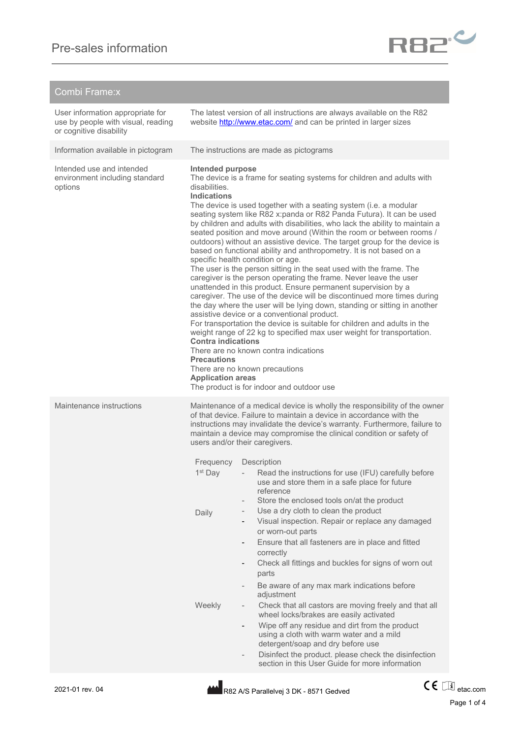# Pre-sales information

## Combi Frame:x

| | |
|---|---|
| User information appropriate for use by people with visual, reading or cognitive disability | The latest version of all instructions are always available on the R82 website http://www.etac.com/ and can be printed in larger sizes |
| Information available in pictogram | The instructions are made as pictograms |
| Intended use and intended environment including standard options | **Intended purpose**<br>The device is a frame for seating systems for children and adults with disabilities.<br>**Indications**<br>The device is used together with a seating system (i.e. a modular seating system like R82 x:panda or R82 Panda Futura). It can be used by children and adults with disabilities, who lack the ability to maintain a seated position and move around (Within the room or between rooms / outdoors) without an assistive device. The target group for the device is based on functional ability and anthropometry. It is not based on a specific health condition or age.<br>The user is the person sitting in the seat used with the frame. The caregiver is the person operating the frame. Never leave the user unattended in this product. Ensure permanent supervision by a caregiver. The use of the device will be discontinued more times during the day where the user will be lying down, standing or sitting in another assistive device or a conventional product.<br>For transportation the device is suitable for children and adults in the weight range of 22 kg to specified max user weight for transportation.<br>**Contra indications**<br>There are no known contra indications<br>**Precautions**<br>There are no known precautions<br>**Application areas**<br>The product is for indoor and outdoor use |
| Maintenance instructions | Maintenance of a medical device is wholly the responsibility of the owner of that device. Failure to maintain a device in accordance with the instructions may invalidate the device's warranty. Furthermore, failure to maintain a device may compromise the clinical condition or safety of users and/or their caregivers. |

| Frequency | Description |
|---|---|
| 1st Day | - Read the instructions for use (IFU) carefully before use and store them in a safe place for future reference<br>- Store the enclosed tools on/at the product |
| Daily | - Use a dry cloth to clean the product<br>- Visual inspection. Repair or replace any damaged or worn-out parts<br>- Ensure that all fasteners are in place and fitted correctly<br>- Check all fittings and buckles for signs of worn out parts<br>- Be aware of any max mark indications before adjustment |
| Weekly | - Check that all castors are moving freely and that all wheel locks/brakes are easily activated<br>- Wipe off any residue and dirt from the product using a cloth with warm water and a mild detergent/soap and dry before use<br>- Disinfect the product. please check the disinfection section in this User Guide for more information |

2021-01 rev. 04

R82 A/S Parallelvej 3 DK - 8571 Gedved

etac.com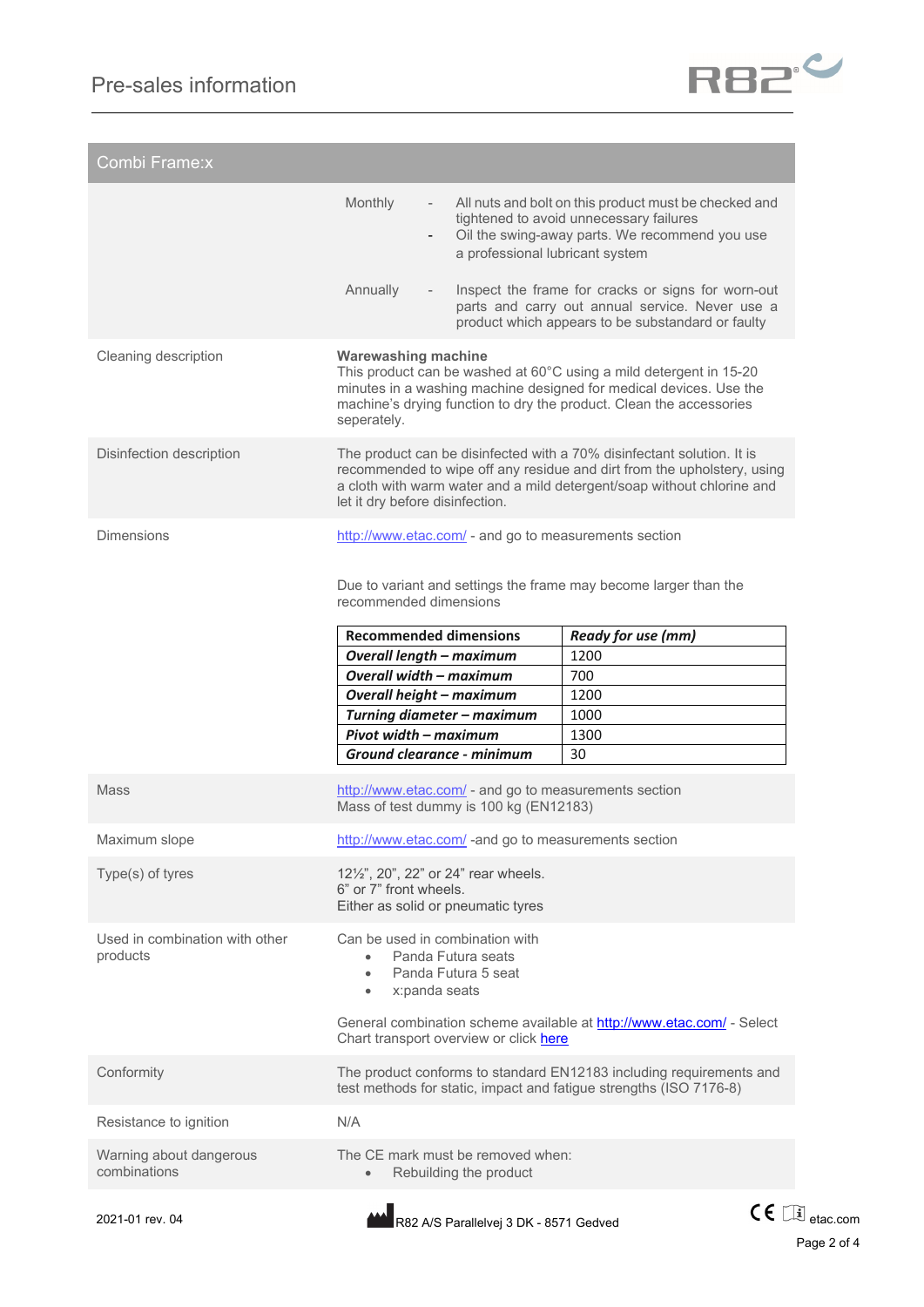## Combi Frame:x

| | |
|---|---|
| | Monthly - All nuts and bolt on this product must be checked and tightened to avoid unnecessary failures<br>- Oil the swing-away parts. We recommend you use a professional lubricant system<br><br>Annually - Inspect the frame for cracks or signs for worn-out parts and carry out annual service. Never use a product which appears to be substandard or faulty |
| Cleaning description | **Warewashing machine**<br>This product can be washed at 60°C using a mild detergent in 15-20 minutes in a washing machine designed for medical devices. Use the machine's drying function to dry the product. Clean the accessories seperately. |
| Disinfection description | The product can be disinfected with a 70% disinfectant solution. It is recommended to wipe off any residue and dirt from the upholstery, using a cloth with warm water and a mild detergent/soap without chlorine and let it dry before disinfection. |
| Dimensions | http://www.etac.com/ - and go to measurements section<br><br>Due to variant and settings the frame may become larger than the recommended dimensions |

| **Recommended dimensions** | ***Ready for use (mm)*** |
|---|---|
| ***Overall length – maximum*** | 1200 |
| ***Overall width – maximum*** | 700 |
| ***Overall height – maximum*** | 1200 |
| ***Turning diameter – maximum*** | 1000 |
| ***Pivot width – maximum*** | 1300 |
| ***Ground clearance - minimum*** | 30 |

| | |
|---|---|
| Mass | http://www.etac.com/ - and go to measurements section<br>Mass of test dummy is 100 kg (EN12183) |
| Maximum slope | http://www.etac.com/ -and go to measurements section |
| Type(s) of tyres | 12½", 20", 22" or 24" rear wheels.<br>6" or 7" front wheels.<br>Either as solid or pneumatic tyres |
| Used in combination with other products | Can be used in combination with<br>• Panda Futura seats<br>• Panda Futura 5 seat<br>• x:panda seats<br><br>General combination scheme available at http://www.etac.com/ - Select Chart transport overview or click here |
| Conformity | The product conforms to standard EN12183 including requirements and test methods for static, impact and fatigue strengths (ISO 7176-8) |
| Resistance to ignition | N/A |
| Warning about dangerous combinations | The CE mark must be removed when:<br>• Rebuilding the product |

2021-01 rev. 04

R82 A/S Parallelvej 3 DK - 8571 Gedved

etac.com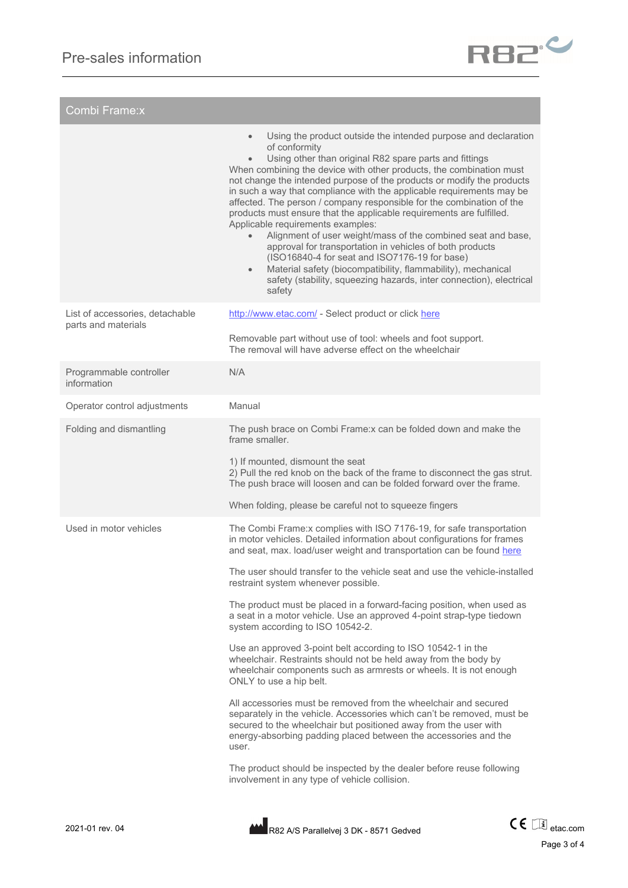## Combi Frame:x

| | |
|---|---|
| | • Using the product outside the intended purpose and declaration of conformity<br>• Using other than original R82 spare parts and fittings<br>When combining the device with other products, the combination must not change the intended purpose of the products or modify the products in such a way that compliance with the applicable requirements may be affected. The person / company responsible for the combination of the products must ensure that the applicable requirements are fulfilled.<br>Applicable requirements examples:<br>• Alignment of user weight/mass of the combined seat and base, approval for transportation in vehicles of both products (ISO16840-4 for seat and ISO7176-19 for base)<br>• Material safety (biocompatibility, flammability), mechanical safety (stability, squeezing hazards, inter connection), electrical safety |
| List of accessories, detachable parts and materials | http://www.etac.com/ - Select product or click here<br><br>Removable part without use of tool: wheels and foot support.<br>The removal will have adverse effect on the wheelchair |
| Programmable controller information | N/A |
| Operator control adjustments | Manual |
| Folding and dismantling | The push brace on Combi Frame:x can be folded down and make the frame smaller.<br><br>1) If mounted, dismount the seat<br>2) Pull the red knob on the back of the frame to disconnect the gas strut. The push brace will loosen and can be folded forward over the frame.<br><br>When folding, please be careful not to squeeze fingers |
| Used in motor vehicles | The Combi Frame:x complies with ISO 7176-19, for safe transportation in motor vehicles. Detailed information about configurations for frames and seat, max. load/user weight and transportation can be found here<br><br>The user should transfer to the vehicle seat and use the vehicle-installed restraint system whenever possible.<br><br>The product must be placed in a forward-facing position, when used as a seat in a motor vehicle. Use an approved 4-point strap-type tiedown system according to ISO 10542-2.<br><br>Use an approved 3-point belt according to ISO 10542-1 in the wheelchair. Restraints should not be held away from the body by wheelchair components such as armrests or wheels. It is not enough ONLY to use a hip belt.<br><br>All accessories must be removed from the wheelchair and secured separately in the vehicle. Accessories which can't be removed, must be secured to the wheelchair but positioned away from the user with energy-absorbing padding placed between the accessories and the user.<br><br>The product should be inspected by the dealer before reuse following involvement in any type of vehicle collision. |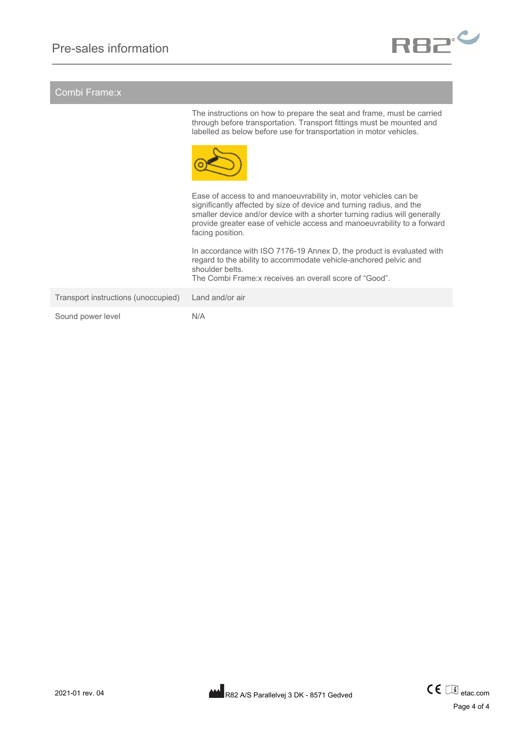## Combi Frame:x

| | |
|---|---|
| | The instructions on how to prepare the seat and frame, must be carried through before transportation. Transport fittings must be mounted and labelled as below before use for transportation in motor vehicles.<br><br>Ease of access to and manoeuvrability in, motor vehicles can be significantly affected by size of device and turning radius, and the smaller device and/or device with a shorter turning radius will generally provide greater ease of vehicle access and manoeuvrability to a forward facing position.<br><br>In accordance with ISO 7176-19 Annex D, the product is evaluated with regard to the ability to accommodate vehicle-anchored pelvic and shoulder belts.<br>The Combi Frame:x receives an overall score of “Good”. |
| Transport instructions (unoccupied) | Land and/or air |
| Sound power level | N/A |

2021-01 rev. 04

R82 A/S Parallelvej 3 DK - 8571 Gedved

etac.com